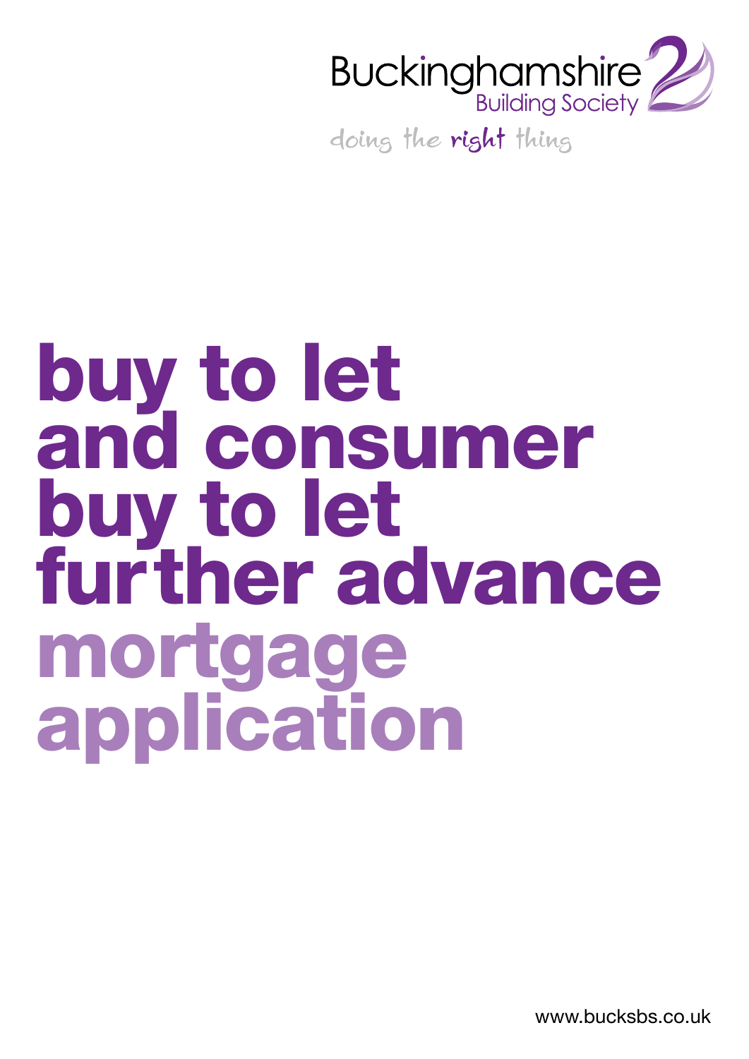Buckinghamshire
Building Society

doing the right thing

# buy to let and consumer buy to let further advance mortgage application

www.bucksbs.co.uk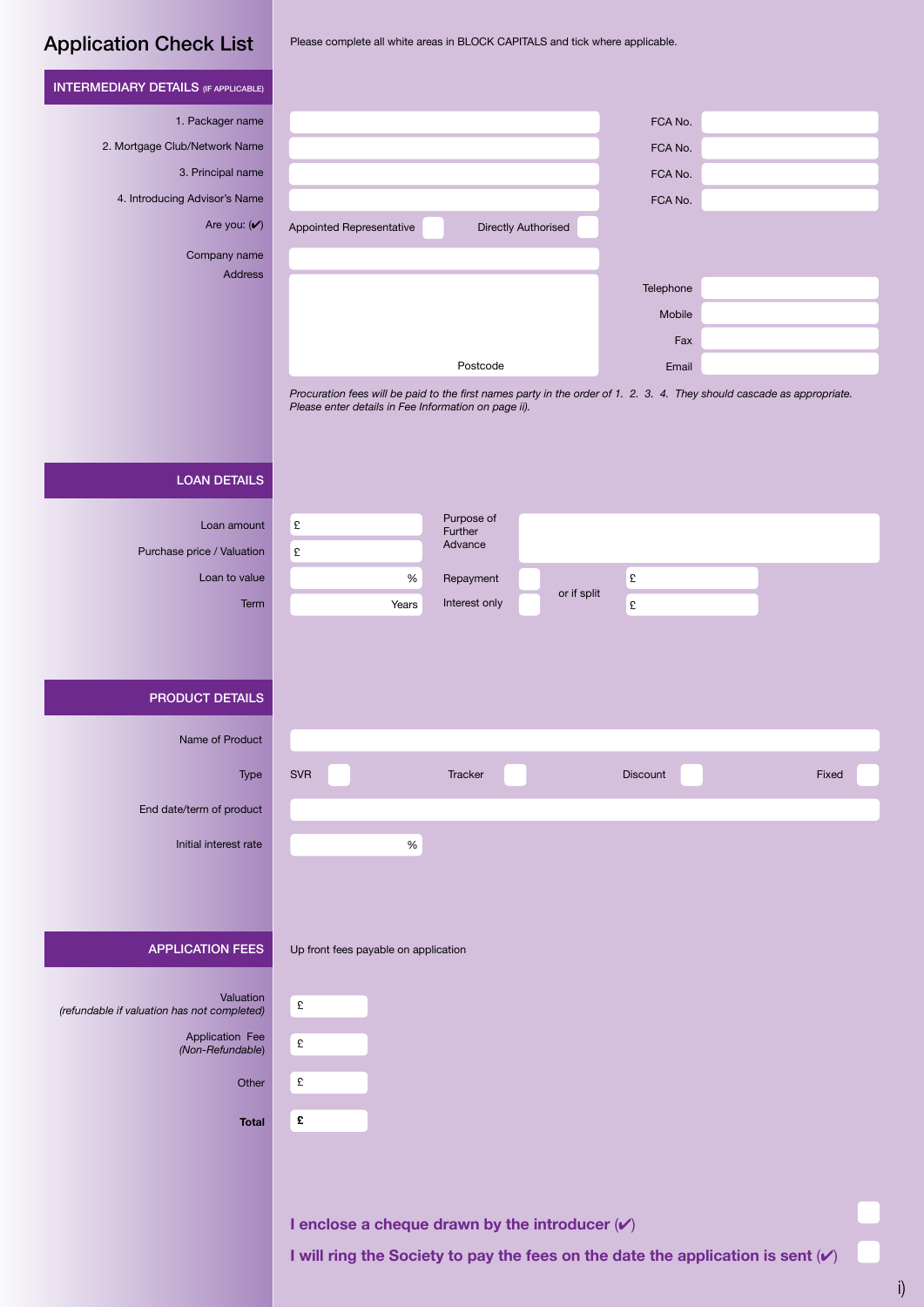# Application Check List

Please complete all white areas in BLOCK CAPITALS and tick where applicable.

## INTERMEDIARY DETAILS (IF APPLICABLE)

| | | | |
|---|---|---|---|
| 1. Packager name | | FCA No. | |
| 2. Mortgage Club/Network Name | | FCA No. | |
| 3. Principal name | | FCA No. | |
| 4. Introducing Advisor's Name | | FCA No. | |

Are you: (✔) Appointed Representative ☐ Directly Authorised ☐

Company name

Address

Postcode

Telephone

Mobile

Fax

Email

*Procuration fees will be paid to the first names party in the order of 1. 2. 3. 4. They should cascade as appropriate. Please enter details in Fee Information on page ii).*

## LOAN DETAILS

| | | | |
|---|---|---|---|
| Loan amount | £ | Purpose of Further Advance | |
| Purchase price / Valuation | £ | | |
| Loan to value | % | Repayment ☐ | or if split £ |
| Term | Years | Interest only ☐ | £ |

## PRODUCT DETAILS

Name of Product

Type: SVR ☐ Tracker ☐ Discount ☐ Fixed ☐

End date/term of product

Initial interest rate %

## APPLICATION FEES

Up front fees payable on application

| | |
|---|---|
| Valuation *(refundable if valuation has not completed)* | £ |
| Application Fee *(Non-Refundable)* | £ |
| Other | £ |
| **Total** | **£** |

**I enclose a cheque drawn by the introducer (✔)** ☐

**I will ring the Society to pay the fees on the date the application is sent (✔)** ☐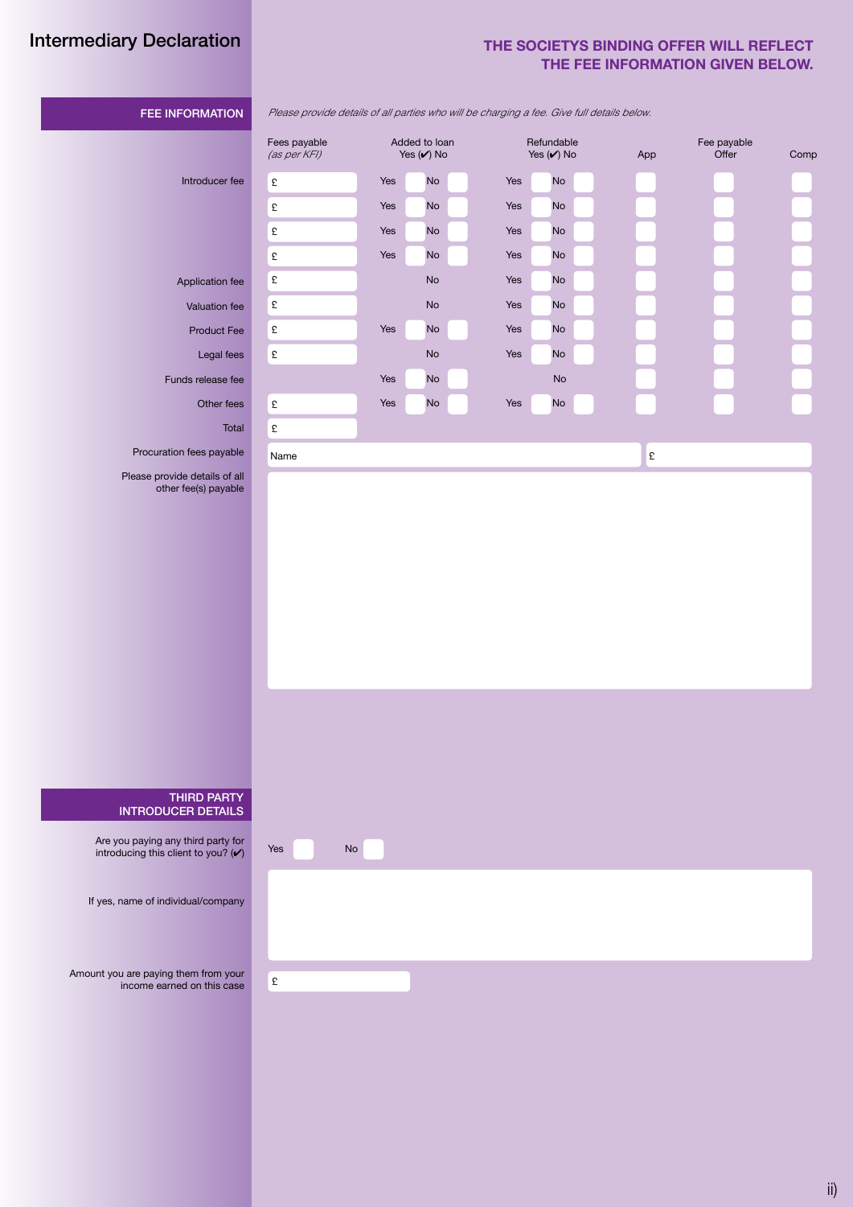# Intermediary Declaration

**THE SOCIETYS BINDING OFFER WILL REFLECT THE FEE INFORMATION GIVEN BELOW.**

## FEE INFORMATION

*Please provide details of all parties who will be charging a fee. Give full details below.*

| | Fees payable *(as per KFI)* | Added to loan Yes (✔) No | Refundable Yes (✔) No | App | Fee payable Offer | Comp |
|---|---|---|---|---|---|---|
| Introducer fee | £ | Yes ☐ No ☐ | Yes ☐ No ☐ | ☐ | ☐ | ☐ |
| | £ | Yes ☐ No ☐ | Yes ☐ No ☐ | ☐ | ☐ | ☐ |
| | £ | Yes ☐ No ☐ | Yes ☐ No ☐ | ☐ | ☐ | ☐ |
| | £ | Yes ☐ No ☐ | Yes ☐ No ☐ | ☐ | ☐ | ☐ |
| Application fee | £ | No | Yes ☐ No ☐ | ☐ | ☐ | ☐ |
| Valuation fee | £ | No | Yes ☐ No ☐ | ☐ | ☐ | ☐ |
| Product Fee | £ | Yes ☐ No ☐ | Yes ☐ No ☐ | ☐ | ☐ | ☐ |
| Legal fees | £ | No | Yes ☐ No ☐ | ☐ | ☐ | ☐ |
| Funds release fee | | Yes ☐ No ☐ | No | ☐ | ☐ | ☐ |
| Other fees | £ | Yes ☐ No ☐ | Yes ☐ No ☐ | ☐ | ☐ | ☐ |
| Total | £ | | | | | |

Procuration fees payable: Name ______ £ ______

Please provide details of all other fee(s) payable:

## THIRD PARTY INTRODUCER DETAILS

Are you paying any third party for introducing this client to you? (✔) Yes ☐ No ☐

If yes, name of individual/company:

Amount you are paying them from your income earned on this case: £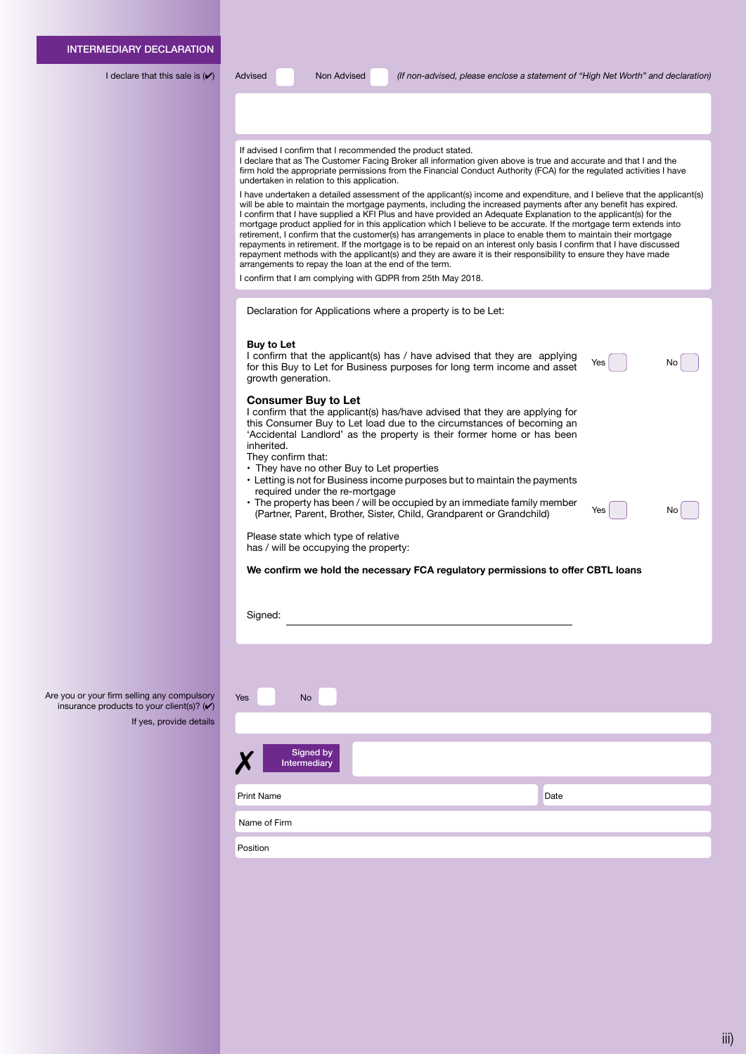## INTERMEDIARY DECLARATION

I declare that this sale is (✔) Advised ☐ Non Advised ☐ *(If non-advised, please enclose a statement of "High Net Worth" and declaration)*

If advised I confirm that I recommended the product stated.
I declare that as The Customer Facing Broker all information given above is true and accurate and that I and the firm hold the appropriate permissions from the Financial Conduct Authority (FCA) for the regulated activities I have undertaken in relation to this application.

I have undertaken a detailed assessment of the applicant(s) income and expenditure, and I believe that the applicant(s) will be able to maintain the mortgage payments, including the increased payments after any benefit has expired. I confirm that I have supplied a KFI Plus and have provided an Adequate Explanation to the applicant(s) for the mortgage product applied for in this application which I believe to be accurate. If the mortgage term extends into retirement, I confirm that the customer(s) has arrangements in place to enable them to maintain their mortgage repayments in retirement. If the mortgage is to be repaid on an interest only basis I confirm that I have discussed repayment methods with the applicant(s) and they are aware it is their responsibility to ensure they have made arrangements to repay the loan at the end of the term.

I confirm that I am complying with GDPR from 25th May 2018.

Declaration for Applications where a property is to be Let:

**Buy to Let**
I confirm that the applicant(s) has / have advised that they are applying for this Buy to Let for Business purposes for long term income and asset growth generation. Yes ☐ No ☐

### Consumer Buy to Let

I confirm that the applicant(s) has/have advised that they are applying for this Consumer Buy to Let load due to the circumstances of becoming an 'Accidental Landlord' as the property is their former home or has been inherited.
They confirm that:

- They have no other Buy to Let properties
- Letting is not for Business income purposes but to maintain the payments required under the re-mortgage
- The property has been / will be occupied by an immediate family member (Partner, Parent, Brother, Sister, Child, Grandparent or Grandchild) Yes ☐ No ☐

Please state which type of relative has / will be occupying the property:

**We confirm we hold the necessary FCA regulatory permissions to offer CBTL loans**

Signed: ______________________________

Are you or your firm selling any compulsory insurance products to your client(s)? (✔) Yes ☐ No ☐

If yes, provide details

✗ Signed by Intermediary

Print Name

Date

Name of Firm

Position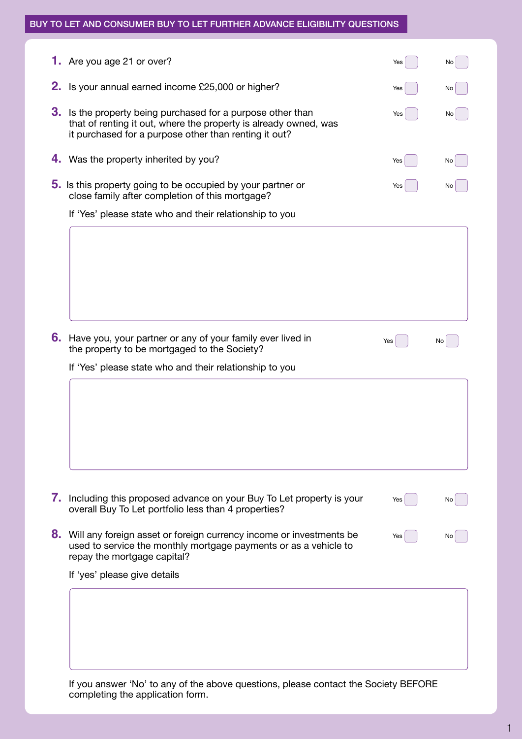## BUY TO LET AND CONSUMER BUY TO LET FURTHER ADVANCE ELIGIBILITY QUESTIONS

**1.** Are you age 21 or over? Yes ☐ No ☐

**2.** Is your annual earned income £25,000 or higher? Yes ☐ No ☐

**3.** Is the property being purchased for a purpose other than that of renting it out, where the property is already owned, was it purchased for a purpose other than renting it out? Yes ☐ No ☐

**4.** Was the property inherited by you? Yes ☐ No ☐

**5.** Is this property going to be occupied by your partner or close family after completion of this mortgage? Yes ☐ No ☐

If 'Yes' please state who and their relationship to you

**6.** Have you, your partner or any of your family ever lived in the property to be mortgaged to the Society? Yes ☐ No ☐

If 'Yes' please state who and their relationship to you

**7.** Including this proposed advance on your Buy To Let property is your overall Buy To Let portfolio less than 4 properties? Yes ☐ No ☐

**8.** Will any foreign asset or foreign currency income or investments be used to service the monthly mortgage payments or as a vehicle to repay the mortgage capital? Yes ☐ No ☐

If 'yes' please give details

If you answer 'No' to any of the above questions, please contact the Society BEFORE completing the application form.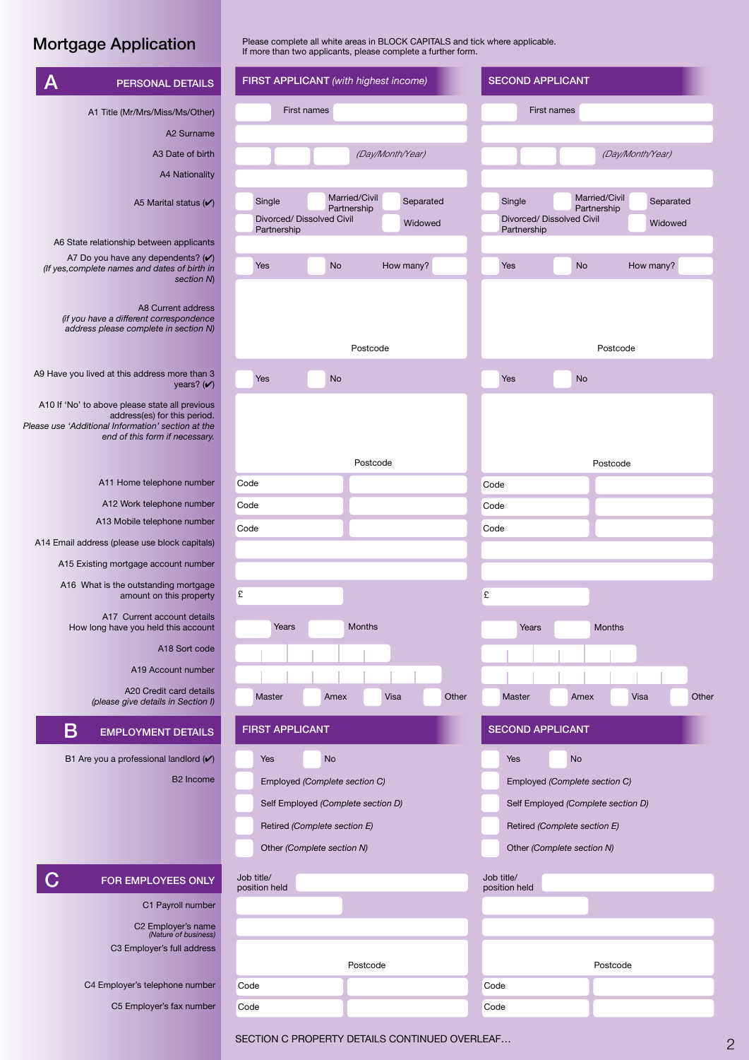# Mortgage Application

Please complete all white areas in BLOCK CAPITALS and tick where applicable.
If more than two applicants, please complete a further form.

## A PERSONAL DETAILS

| | FIRST APPLICANT *(with highest income)* | SECOND APPLICANT |
|---|---|---|
| A1 Title (Mr/Mrs/Miss/Ms/Other) | First names | First names |
| A2 Surname | | |
| A3 Date of birth | *(Day/Month/Year)* | *(Day/Month/Year)* |
| A4 Nationality | | |
| A5 Marital status (✔) | Single / Married/Civil Partnership / Separated / Divorced/ Dissolved Civil Partnership / Widowed | Single / Married/Civil Partnership / Separated / Divorced/ Dissolved Civil Partnership / Widowed |
| A6 State relationship between applicants | | |
| A7 Do you have any dependents? (✔) *(If yes,complete names and dates of birth in section N)* | Yes / No / How many? | Yes / No / How many? |
| A8 Current address *(if you have a different correspondence address please complete in section N)* | Postcode | Postcode |
| A9 Have you lived at this address more than 3 years? (✔) | Yes / No | Yes / No |
| A10 If 'No' to above please state all previous address(es) for this period. *Please use 'Additional Information' section at the end of this form if necessary.* | Postcode | Postcode |
| A11 Home telephone number | Code | Code |
| A12 Work telephone number | Code | Code |
| A13 Mobile telephone number | Code | Code |
| A14 Email address (please use block capitals) | | |
| A15 Existing mortgage account number | | |
| A16 What is the outstanding mortgage amount on this property | £ | £ |
| A17 Current account details How long have you held this account | Years / Months | Years / Months |
| A18 Sort code | | |
| A19 Account number | | |
| A20 Credit card details *(please give details in Section I)* | Master / Amex / Visa / Other | Master / Amex / Visa / Other |

## B EMPLOYMENT DETAILS

| | FIRST APPLICANT | SECOND APPLICANT |
|---|---|---|
| B1 Are you a professional landlord (✔) | Yes / No | Yes / No |
| B2 Income | Employed *(Complete section C)* | Employed *(Complete section C)* |
| | Self Employed *(Complete section D)* | Self Employed *(Complete section D)* |
| | Retired *(Complete section E)* | Retired *(Complete section E)* |
| | Other *(Complete section N)* | Other *(Complete section N)* |

## C FOR EMPLOYEES ONLY

| | FIRST APPLICANT | SECOND APPLICANT |
|---|---|---|
| | Job title/ position held | Job title/ position held |
| C1 Payroll number | | |
| C2 Employer's name *(Nature of business)* | | |
| C3 Employer's full address | Postcode | Postcode |
| C4 Employer's telephone number | Code | Code |
| C5 Employer's fax number | Code | Code |

SECTION C PROPERTY DETAILS CONTINUED OVERLEAF…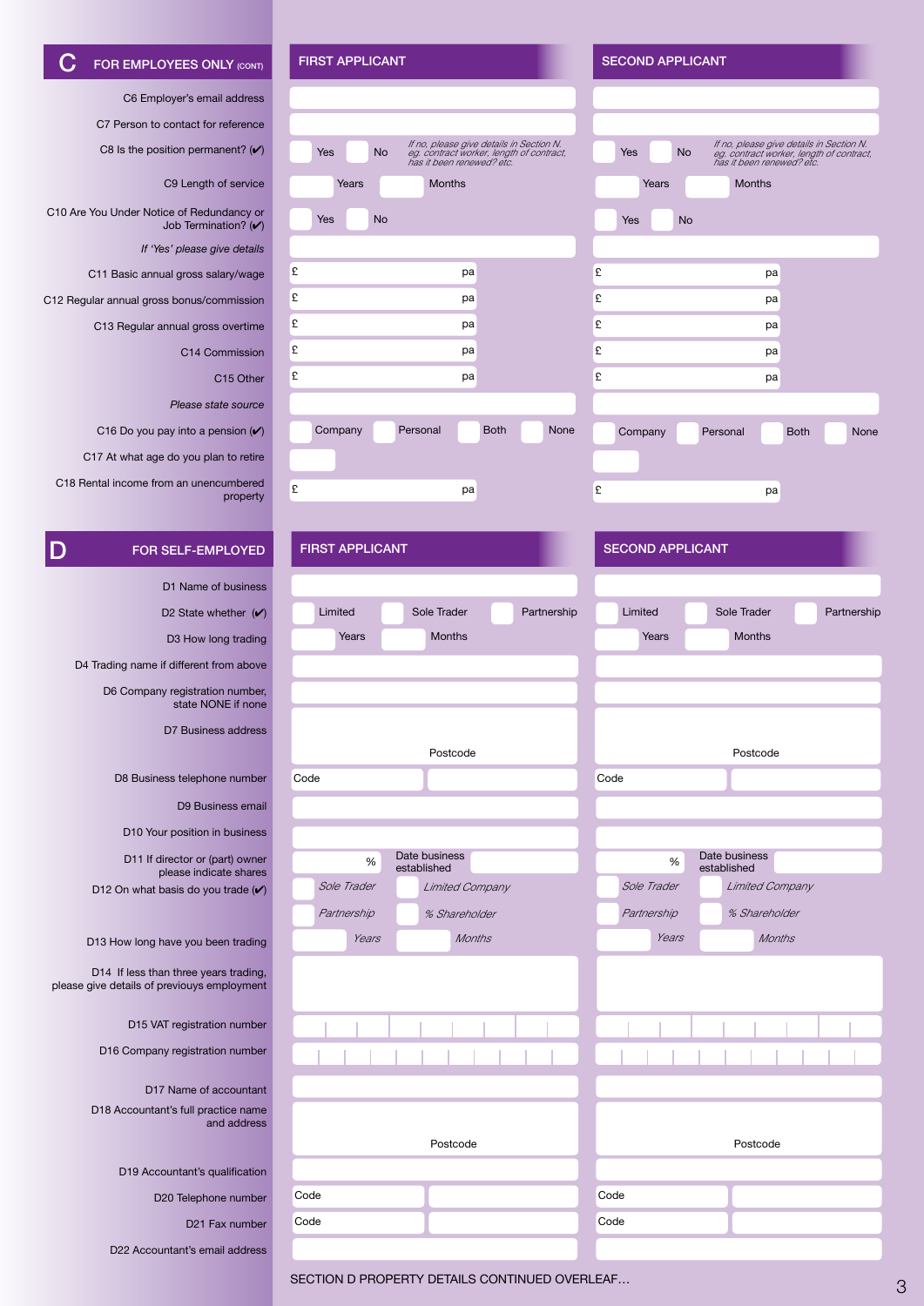## C FOR EMPLOYEES ONLY (CONT)

| | FIRST APPLICANT | SECOND APPLICANT |
|---|---|---|
| C6 Employer's email address | | |
| C7 Person to contact for reference | | |
| C8 Is the position permanent? (✔) | Yes No *If no, please give details in Section N. eg. contract worker, length of contract, has it been renewed? etc.* | Yes No *If no, please give details in Section N. eg. contract worker, length of contract, has it been renewed? etc.* |
| C9 Length of service | Years Months | Years Months |
| C10 Are You Under Notice of Redundancy or Job Termination? (✔) | Yes No | Yes No |
| *If 'Yes' please give details* | | |
| C11 Basic annual gross salary/wage | £ pa | £ pa |
| C12 Regular annual gross bonus/commission | £ pa | £ pa |
| C13 Regular annual gross overtime | £ pa | £ pa |
| C14 Commission | £ pa | £ pa |
| C15 Other | £ pa | £ pa |
| *Please state source* | | |
| C16 Do you pay into a pension (✔) | Company Personal Both None | Company Personal Both None |
| C17 At what age do you plan to retire | | |
| C18 Rental income from an unencumbered property | £ pa | £ pa |

## D FOR SELF-EMPLOYED

| | FIRST APPLICANT | SECOND APPLICANT |
|---|---|---|
| D1 Name of business | | |
| D2 State whether (✔) | Limited Sole Trader Partnership | Limited Sole Trader Partnership |
| D3 How long trading | Years Months | Years Months |
| D4 Trading name if different from above | | |
| D6 Company registration number, state NONE if none | | |
| D7 Business address | Postcode | Postcode |
| D8 Business telephone number | Code | Code |
| D9 Business email | | |
| D10 Your position in business | | |
| D11 If director or (part) owner please indicate shares | % Date business established | % Date business established |
| D12 On what basis do you trade (✔) | *Sole Trader* *Limited Company* *Partnership* *% Shareholder* | *Sole Trader* *Limited Company* *Partnership* *% Shareholder* |
| D13 How long have you been trading | *Years* *Months* | *Years* *Months* |
| D14 If less than three years trading, please give details of previouys employment | | |
| D15 VAT registration number | | |
| D16 Company registration number | | |
| D17 Name of accountant | | |
| D18 Accountant's full practice name and address | Postcode | Postcode |
| D19 Accountant's qualification | | |
| D20 Telephone number | Code | Code |
| D21 Fax number | Code | Code |
| D22 Accountant's email address | | |

SECTION D PROPERTY DETAILS CONTINUED OVERLEAF…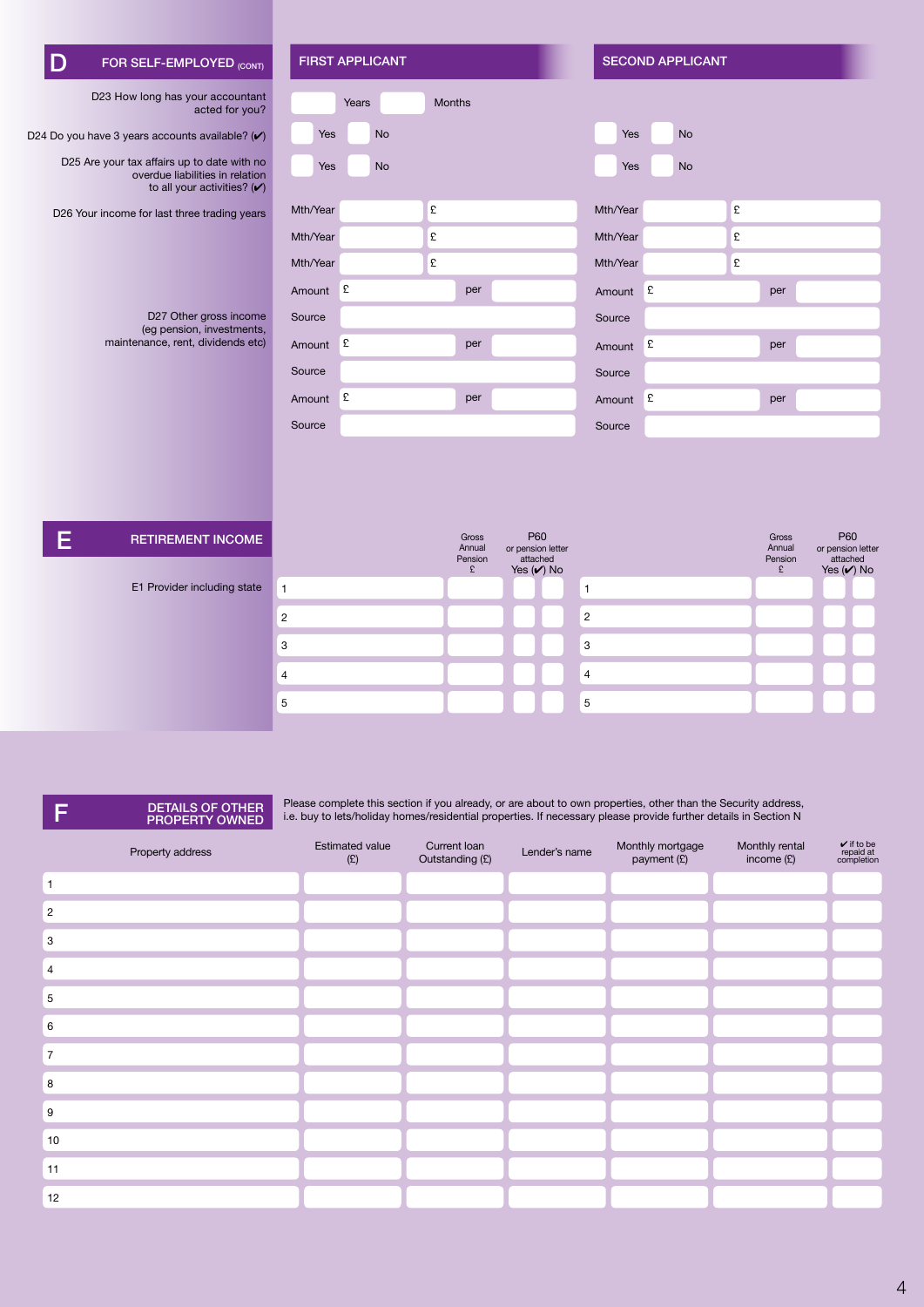## D FOR SELF-EMPLOYED (CONT)

| | FIRST APPLICANT | SECOND APPLICANT |
|---|---|---|
| D23 How long has your accountant acted for you? | Years Months | |
| D24 Do you have 3 years accounts available? (✔) | Yes No | Yes No |
| D25 Are your tax affairs up to date with no overdue liabilities in relation to all your activities? (✔) | Yes No | Yes No |
| D26 Your income for last three trading years | Mth/Year £ | Mth/Year £ |
| | Mth/Year £ | Mth/Year £ |
| | Mth/Year £ | Mth/Year £ |
| D27 Other gross income (eg pension, investments, maintenance, rent, dividends etc) | Amount £ per | Amount £ per |
| | Source | Source |
| | Amount £ per | Amount £ per |
| | Source | Source |
| | Amount £ per | Amount £ per |
| | Source | Source |

## E RETIREMENT INCOME

E1 Provider including state

| First Applicant | Gross Annual Pension £ | P60 or pension letter attached Yes (✔) | No | Second Applicant | Gross Annual Pension £ | P60 or pension letter attached Yes (✔) | No |
|---|---|---|---|---|---|---|---|
| 1 | | | | 1 | | | |
| 2 | | | | 2 | | | |
| 3 | | | | 3 | | | |
| 4 | | | | 4 | | | |
| 5 | | | | 5 | | | |

## F DETAILS OF OTHER PROPERTY OWNED

Please complete this section if you already, or are about to own properties, other than the Security address, i.e. buy to lets/holiday homes/residential properties. If necessary please provide further details in Section N

| Property address | Estimated value (£) | Current loan Outstanding (£) | Lender's name | Monthly mortgage payment (£) | Monthly rental income (£) | ✔ if to be repaid at completion |
|---|---|---|---|---|---|---|
| 1 | | | | | | |
| 2 | | | | | | |
| 3 | | | | | | |
| 4 | | | | | | |
| 5 | | | | | | |
| 6 | | | | | | |
| 7 | | | | | | |
| 8 | | | | | | |
| 9 | | | | | | |
| 10 | | | | | | |
| 11 | | | | | | |
| 12 | | | | | | |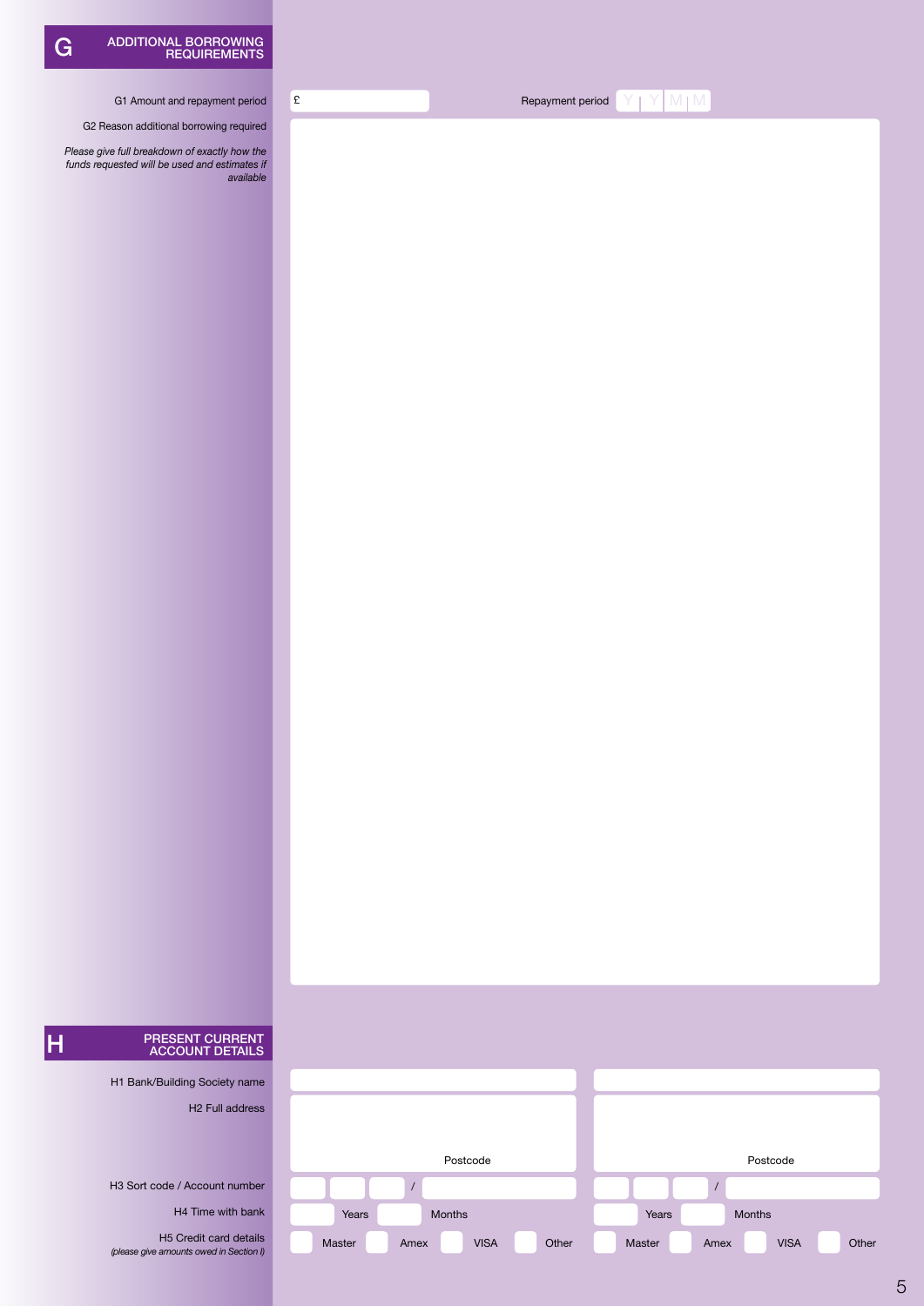## G ADDITIONAL BORROWING REQUIREMENTS

G1 Amount and repayment period

£ | Repayment period Y Y M M

G2 Reason additional borrowing required

*Please give full breakdown of exactly how the funds requested will be used and estimates if available*

## H PRESENT CURRENT ACCOUNT DETAILS

H1 Bank/Building Society name

H2 Full address

Postcode | Postcode

H3 Sort code / Account number

/ | /

H4 Time with bank

Years | Months | Years | Months

H5 Credit card details
*(please give amounts owed in Section I)*

Master | Amex | VISA | Other | Master | Amex | VISA | Other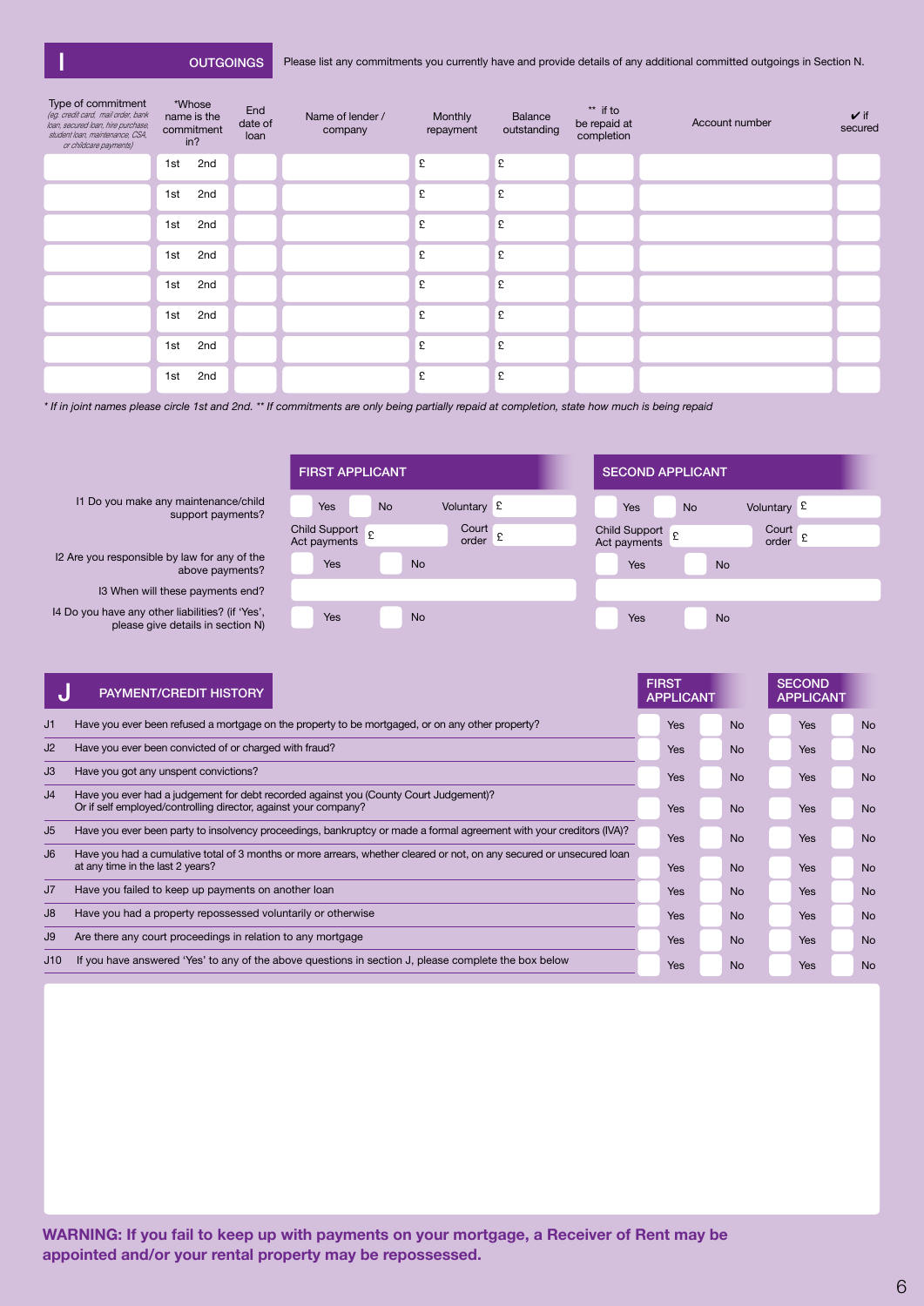## I OUTGOINGS

Please list any commitments you currently have and provide details of any additional committed outgoings in Section N.

| Type of commitment *(eg. credit card, mail order, bank loan, secured loan, hire purchase, student loan, maintenance, CSA, or childcare payments)* | *Whose name is the commitment in? | End date of loan | Name of lender / company | Monthly repayment | Balance outstanding | ** if to be repaid at completion | Account number | ✔ if secured |
|---|---|---|---|---|---|---|---|---|
| | 1st 2nd | | | £ | £ | | | |
| | 1st 2nd | | | £ | £ | | | |
| | 1st 2nd | | | £ | £ | | | |
| | 1st 2nd | | | £ | £ | | | |
| | 1st 2nd | | | £ | £ | | | |
| | 1st 2nd | | | £ | £ | | | |
| | 1st 2nd | | | £ | £ | | | |
| | 1st 2nd | | | £ | £ | | | |

*\* If in joint names please circle 1st and 2nd. \*\* If commitments are only being partially repaid at completion, state how much is being repaid*

| | FIRST APPLICANT | SECOND APPLICANT |
|---|---|---|
| I1 Do you make any maintenance/child support payments? | Yes / No / Voluntary £ <br> Child Support Act payments £ / Court order £ | Yes / No / Voluntary £ <br> Child Support Act payments £ / Court order £ |
| I2 Are you responsible by law for any of the above payments? | Yes / No | Yes / No |
| I3 When will these payments end? | | |
| I4 Do you have any other liabilities? (if 'Yes', please give details in section N) | Yes / No | Yes / No |

## J PAYMENT/CREDIT HISTORY

| | | FIRST APPLICANT | SECOND APPLICANT |
|---|---|---|---|
| J1 | Have you ever been refused a mortgage on the property to be mortgaged, or on any other property? | Yes / No | Yes / No |
| J2 | Have you ever been convicted of or charged with fraud? | Yes / No | Yes / No |
| J3 | Have you got any unspent convictions? | Yes / No | Yes / No |
| J4 | Have you ever had a judgement for debt recorded against you (County Court Judgement)? Or if self employed/controlling director, against your company? | Yes / No | Yes / No |
| J5 | Have you ever been party to insolvency proceedings, bankruptcy or made a formal agreement with your creditors (IVA)? | Yes / No | Yes / No |
| J6 | Have you had a cumulative total of 3 months or more arrears, whether cleared or not, on any secured or unsecured loan at any time in the last 2 years? | Yes / No | Yes / No |
| J7 | Have you failed to keep up payments on another loan | Yes / No | Yes / No |
| J8 | Have you had a property repossessed voluntarily or otherwise | Yes / No | Yes / No |
| J9 | Are there any court proceedings in relation to any mortgage | Yes / No | Yes / No |
| J10 | If you have answered 'Yes' to any of the above questions in section J, please complete the box below | Yes / No | Yes / No |

**WARNING: If you fail to keep up with payments on your mortgage, a Receiver of Rent may be appointed and/or your rental property may be repossessed.**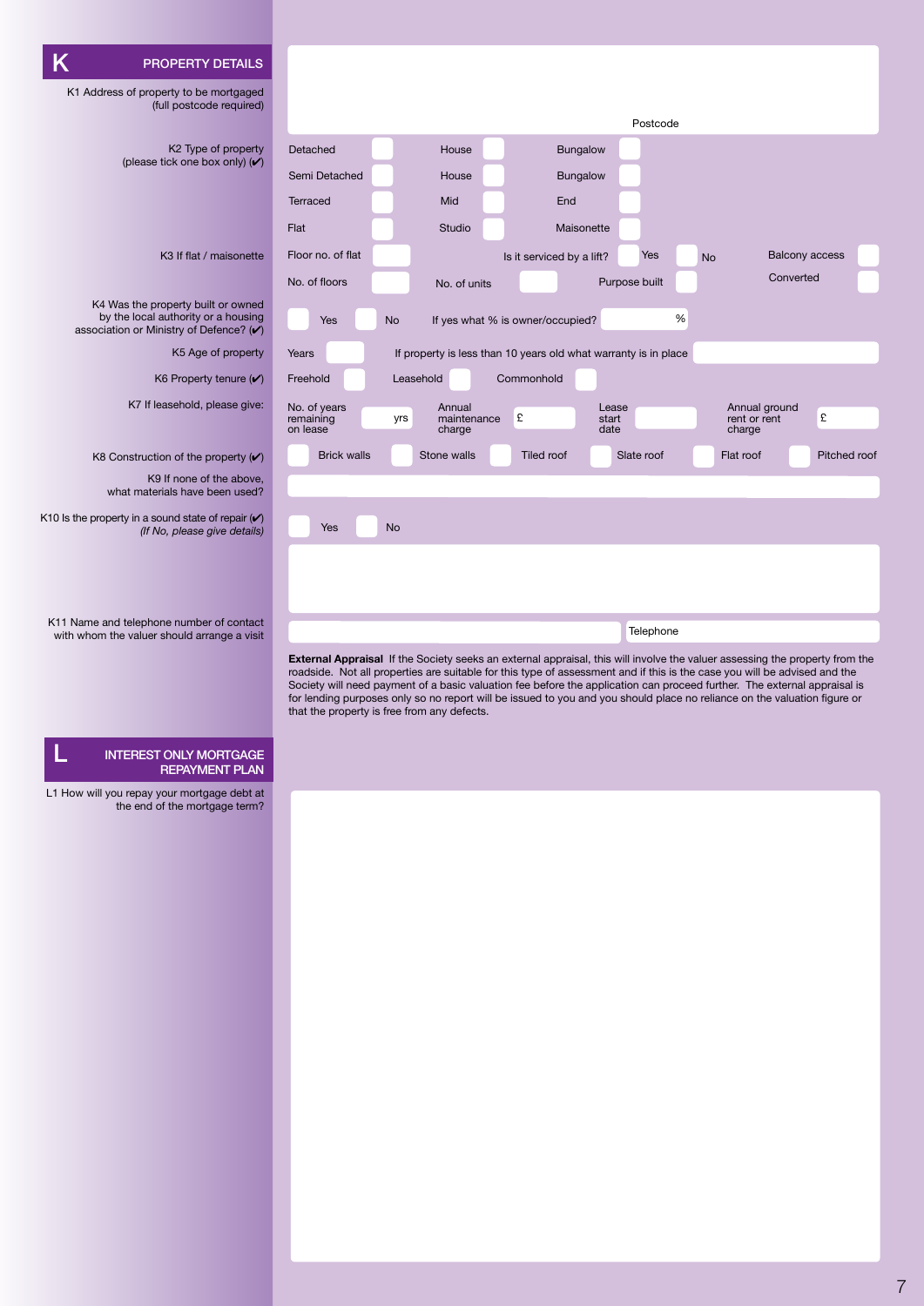## K PROPERTY DETAILS

**K1 Address of property to be mortgaged (full postcode required)**

Postcode

**K2 Type of property (please tick one box only) (✔)**

| | | |
|---|---|---|
| Detached | House | Bungalow |
| Semi Detached | House | Bungalow |
| Terraced | Mid | End |
| Flat | Studio | Maisonette |

**K3 If flat / maisonette**

Floor no. of flat — Is it serviced by a lift? Yes / No — Balcony access

No. of floors — No. of units — Purpose built — Converted

**K4 Was the property built or owned by the local authority or a housing association or Ministry of Defence? (✔)**

Yes / No — If yes what % is owner/occupied? %

**K5 Age of property**

Years — If property is less than 10 years old what warranty is in place

**K6 Property tenure (✔)**

Freehold / Leasehold / Commonhold

**K7 If leasehold, please give:**

No. of years remaining on lease yrs — Annual maintenance charge £ — Lease start date — Annual ground rent or rent charge £

**K8 Construction of the property (✔)**

Brick walls / Stone walls / Tiled roof / Slate roof / Flat roof / Pitched roof

**K9 If none of the above, what materials have been used?**

**K10 Is the property in a sound state of repair (✔)** *(If No, please give details)*

Yes / No

**K11 Name and telephone number of contact with whom the valuer should arrange a visit**

Telephone

**External Appraisal** If the Society seeks an external appraisal, this will involve the valuer assessing the property from the roadside. Not all properties are suitable for this type of assessment and if this is the case you will be advised and the Society will need payment of a basic valuation fee before the application can proceed further. The external appraisal is for lending purposes only so no report will be issued to you and you should place no reliance on the valuation figure or that the property is free from any defects.

## L INTEREST ONLY MORTGAGE REPAYMENT PLAN

**L1 How will you repay your mortgage debt at the end of the mortgage term?**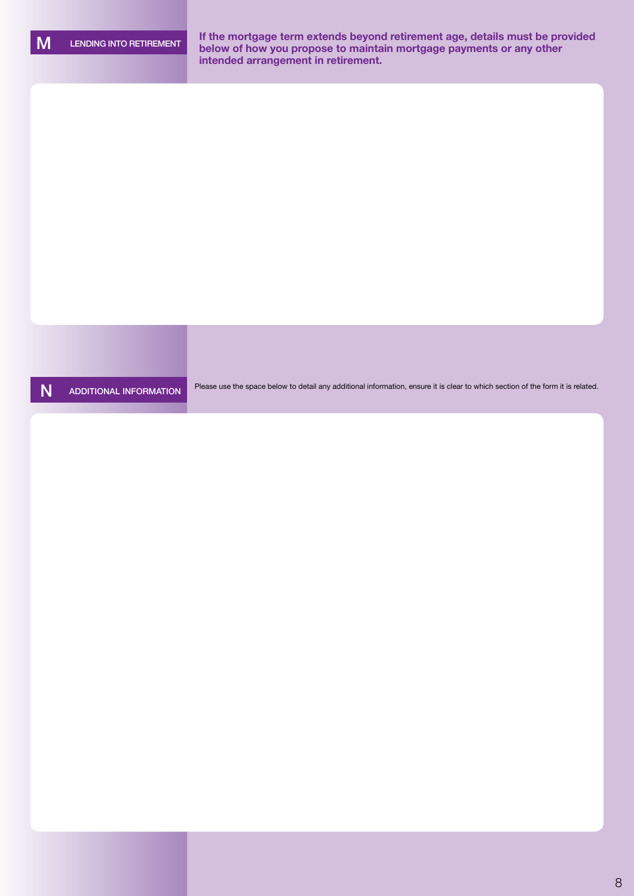## M LENDING INTO RETIREMENT

**If the mortgage term extends beyond retirement age, details must be provided below of how you propose to maintain mortgage payments or any other intended arrangement in retirement.**

## N ADDITIONAL INFORMATION

Please use the space below to detail any additional information, ensure it is clear to which section of the form it is related.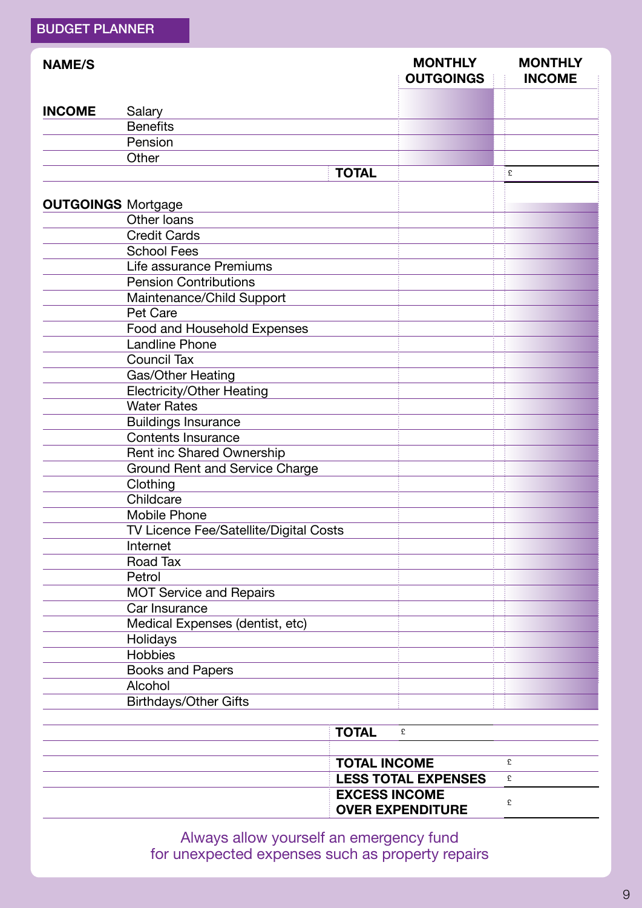## BUDGET PLANNER

| NAME/S | | MONTHLY OUTGOINGS | MONTHLY INCOME |
|---|---|---|---|
| **INCOME** | Salary | | |
| | Benefits | | |
| | Pension | | |
| | Other | | |
| | **TOTAL** | | £ |
| **OUTGOINGS** | Mortgage | | |
| | Other loans | | |
| | Credit Cards | | |
| | School Fees | | |
| | Life assurance Premiums | | |
| | Pension Contributions | | |
| | Maintenance/Child Support | | |
| | Pet Care | | |
| | Food and Household Expenses | | |
| | Landline Phone | | |
| | Council Tax | | |
| | Gas/Other Heating | | |
| | Electricity/Other Heating | | |
| | Water Rates | | |
| | Buildings Insurance | | |
| | Contents Insurance | | |
| | Rent inc Shared Ownership | | |
| | Ground Rent and Service Charge | | |
| | Clothing | | |
| | Childcare | | |
| | Mobile Phone | | |
| | TV Licence Fee/Satellite/Digital Costs | | |
| | Internet | | |
| | Road Tax | | |
| | Petrol | | |
| | MOT Service and Repairs | | |
| | Car Insurance | | |
| | Medical Expenses (dentist, etc) | | |
| | Holidays | | |
| | Hobbies | | |
| | Books and Papers | | |
| | Alcohol | | |
| | Birthdays/Other Gifts | | |
| | **TOTAL** | £ | |
| | **TOTAL INCOME** | | £ |
| | **LESS TOTAL EXPENSES** | | £ |
| | **EXCESS INCOME OVER EXPENDITURE** | | £ |

Always allow yourself an emergency fund
for unexpected expenses such as property repairs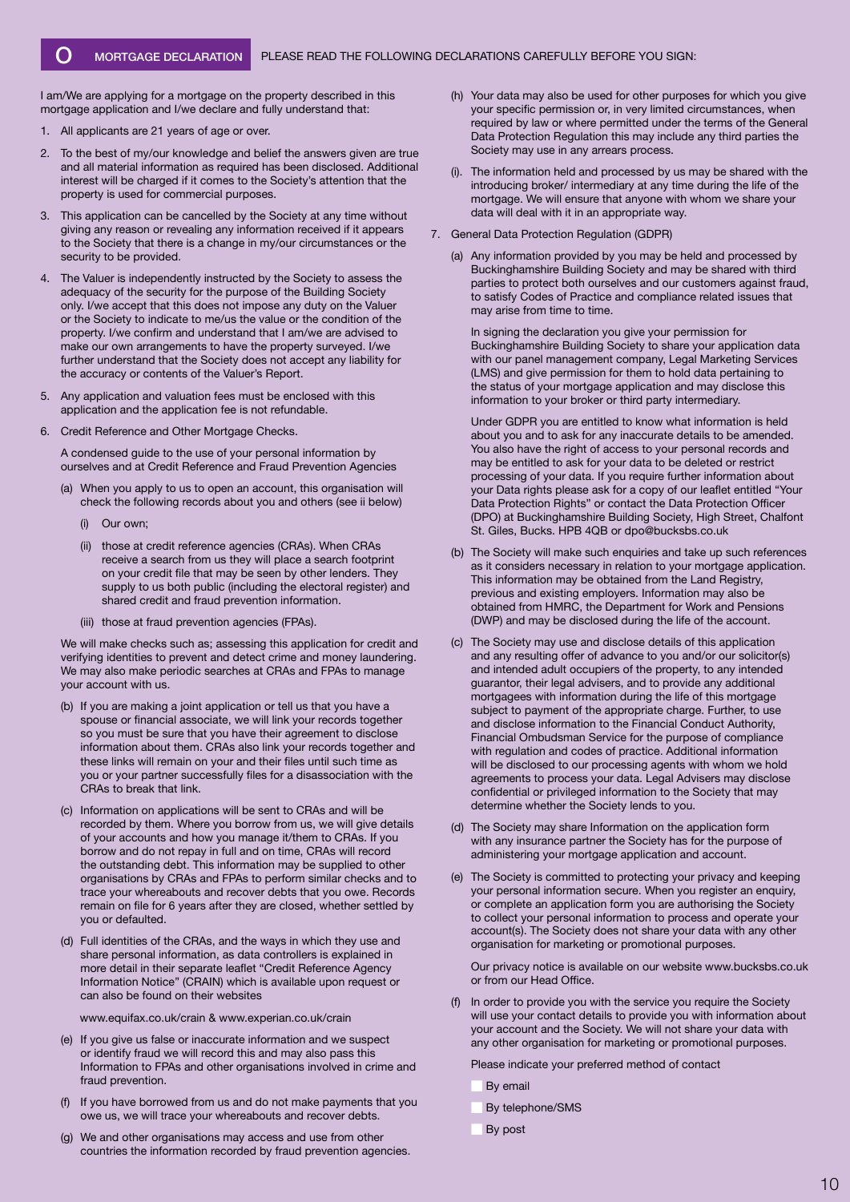## O MORTGAGE DECLARATION

PLEASE READ THE FOLLOWING DECLARATIONS CAREFULLY BEFORE YOU SIGN:

I am/We are applying for a mortgage on the property described in this mortgage application and I/we declare and fully understand that:

1. All applicants are 21 years of age or over.
2. To the best of my/our knowledge and belief the answers given are true and all material information as required has been disclosed. Additional interest will be charged if it comes to the Society's attention that the property is used for commercial purposes.
3. This application can be cancelled by the Society at any time without giving any reason or revealing any information received if it appears to the Society that there is a change in my/our circumstances or the security to be provided.
4. The Valuer is independently instructed by the Society to assess the adequacy of the security for the purpose of the Building Society only. I/we accept that this does not impose any duty on the Valuer or the Society to indicate to me/us the value or the condition of the property. I/we confirm and understand that I am/we are advised to make our own arrangements to have the property surveyed. I/we further understand that the Society does not accept any liability for the accuracy or contents of the Valuer's Report.
5. Any application and valuation fees must be enclosed with this application and the application fee is not refundable.
6. Credit Reference and Other Mortgage Checks.

   A condensed guide to the use of your personal information by ourselves and at Credit Reference and Fraud Prevention Agencies

   (a) When you apply to us to open an account, this organisation will check the following records about you and others (see ii below)

   (i) Our own;

   (ii) those at credit reference agencies (CRAs). When CRAs receive a search from us they will place a search footprint on your credit file that may be seen by other lenders. They supply to us both public (including the electoral register) and shared credit and fraud prevention information.

   (iii) those at fraud prevention agencies (FPAs).

   We will make checks such as; assessing this application for credit and verifying identities to prevent and detect crime and money laundering. We may also make periodic searches at CRAs and FPAs to manage your account with us.

   (b) If you are making a joint application or tell us that you have a spouse or financial associate, we will link your records together so you must be sure that you have their agreement to disclose information about them. CRAs also link your records together and these links will remain on your and their files until such time as you or your partner successfully files for a disassociation with the CRAs to break that link.

   (c) Information on applications will be sent to CRAs and will be recorded by them. Where you borrow from us, we will give details of your accounts and how you manage it/them to CRAs. If you borrow and do not repay in full and on time, CRAs will record the outstanding debt. This information may be supplied to other organisations by CRAs and FPAs to perform similar checks and to trace your whereabouts and recover debts that you owe. Records remain on file for 6 years after they are closed, whether settled by you or defaulted.

   (d) Full identities of the CRAs, and the ways in which they use and share personal information, as data controllers is explained in more detail in their separate leaflet "Credit Reference Agency Information Notice" (CRAIN) which is available upon request or can also be found on their websites

   www.equifax.co.uk/crain & www.experian.co.uk/crain

   (e) If you give us false or inaccurate information and we suspect or identify fraud we will record this and may also pass this Information to FPAs and other organisations involved in crime and fraud prevention.

   (f) If you have borrowed from us and do not make payments that you owe us, we will trace your whereabouts and recover debts.

   (g) We and other organisations may access and use from other countries the information recorded by fraud prevention agencies.

   (h) Your data may also be used for other purposes for which you give your specific permission or, in very limited circumstances, when required by law or where permitted under the terms of the General Data Protection Regulation this may include any third parties the Society may use in any arrears process.

   (i). The information held and processed by us may be shared with the introducing broker/ intermediary at any time during the life of the mortgage. We will ensure that anyone with whom we share your data will deal with it in an appropriate way.

7. General Data Protection Regulation (GDPR)

   (a) Any information provided by you may be held and processed by Buckinghamshire Building Society and may be shared with third parties to protect both ourselves and our customers against fraud, to satisfy Codes of Practice and compliance related issues that may arise from time to time.

   In signing the declaration you give your permission for Buckinghamshire Building Society to share your application data with our panel management company, Legal Marketing Services (LMS) and give permission for them to hold data pertaining to the status of your mortgage application and may disclose this information to your broker or third party intermediary.

   Under GDPR you are entitled to know what information is held about you and to ask for any inaccurate details to be amended. You also have the right of access to your personal records and may be entitled to ask for your data to be deleted or restrict processing of your data. If you require further information about your Data rights please ask for a copy of our leaflet entitled "Your Data Protection Rights" or contact the Data Protection Officer (DPO) at Buckinghamshire Building Society, High Street, Chalfont St. Giles, Bucks. HPB 4QB or dpo@bucksbs.co.uk

   (b) The Society will make such enquiries and take up such references as it considers necessary in relation to your mortgage application. This information may be obtained from the Land Registry, previous and existing employers. Information may also be obtained from HMRC, the Department for Work and Pensions (DWP) and may be disclosed during the life of the account.

   (c) The Society may use and disclose details of this application and any resulting offer of advance to you and/or our solicitor(s) and intended adult occupiers of the property, to any intended guarantor, their legal advisers, and to provide any additional mortgagees with information during the life of this mortgage subject to payment of the appropriate charge. Further, to use and disclose information to the Financial Conduct Authority, Financial Ombudsman Service for the purpose of compliance with regulation and codes of practice. Additional information will be disclosed to our processing agents with whom we hold agreements to process your data. Legal Advisers may disclose confidential or privileged information to the Society that may determine whether the Society lends to you.

   (d) The Society may share Information on the application form with any insurance partner the Society has for the purpose of administering your mortgage application and account.

   (e) The Society is committed to protecting your privacy and keeping your personal information secure. When you register an enquiry, or complete an application form you are authorising the Society to collect your personal information to process and operate your account(s). The Society does not share your data with any other organisation for marketing or promotional purposes.

   Our privacy notice is available on our website www.bucksbs.co.uk or from our Head Office.

   (f) In order to provide you with the service you require the Society will use your contact details to provide you with information about your account and the Society. We will not share your data with any other organisation for marketing or promotional purposes.

   Please indicate your preferred method of contact

   ☐ By email

   ☐ By telephone/SMS

   ☐ By post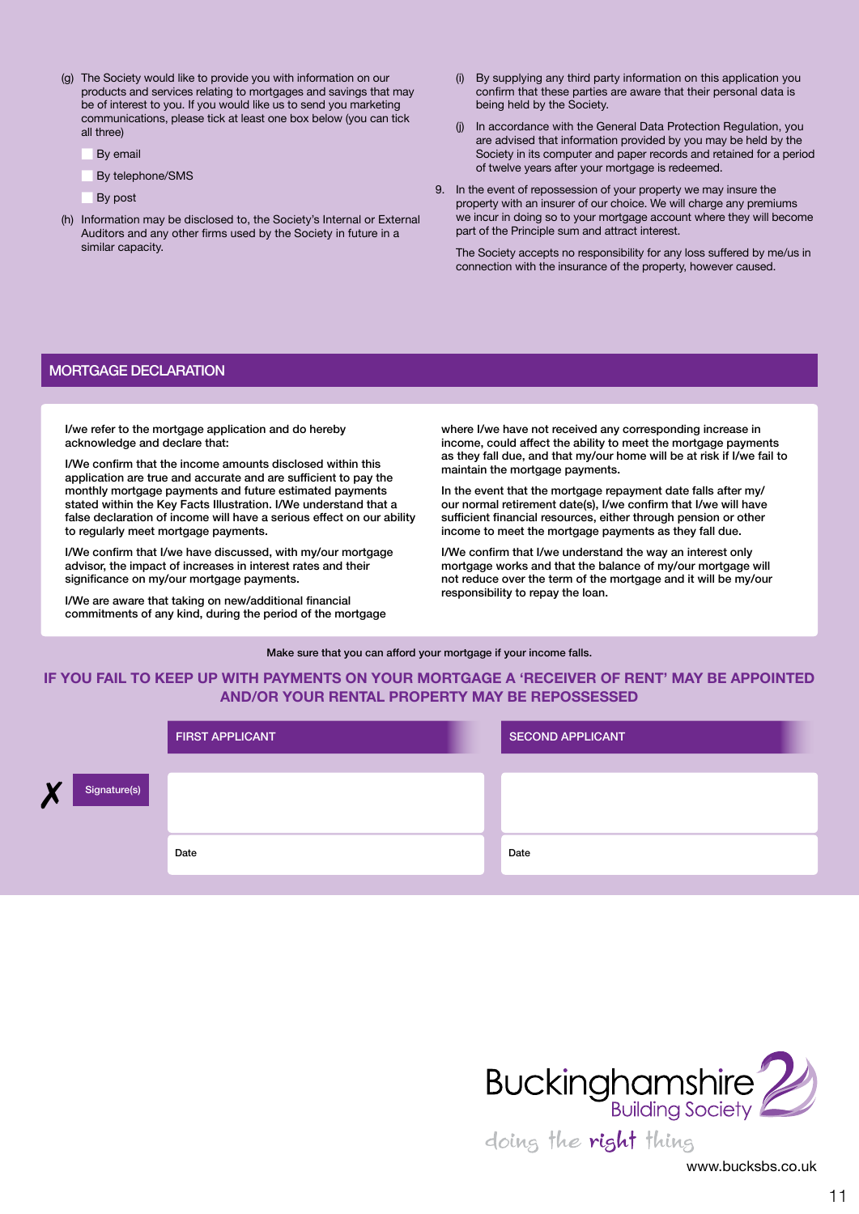(g) The Society would like to provide you with information on our products and services relating to mortgages and savings that may be of interest to you. If you would like us to send you marketing communications, please tick at least one box below (you can tick all three)

- ☐ By email
- ☐ By telephone/SMS
- ☐ By post

(h) Information may be disclosed to, the Society's Internal or External Auditors and any other firms used by the Society in future in a similar capacity.

(i) By supplying any third party information on this application you confirm that these parties are aware that their personal data is being held by the Society.

(j) In accordance with the General Data Protection Regulation, you are advised that information provided by you may be held by the Society in its computer and paper records and retained for a period of twelve years after your mortgage is redeemed.

9. In the event of repossession of your property we may insure the property with an insurer of our choice. We will charge any premiums we incur in doing so to your mortgage account where they will become part of the Principle sum and attract interest.

   The Society accepts no responsibility for any loss suffered by me/us in connection with the insurance of the property, however caused.

## MORTGAGE DECLARATION

I/we refer to the mortgage application and do hereby acknowledge and declare that:

I/We confirm that the income amounts disclosed within this application are true and accurate and are sufficient to pay the monthly mortgage payments and future estimated payments stated within the Key Facts Illustration. I/We understand that a false declaration of income will have a serious effect on our ability to regularly meet mortgage payments.

I/We confirm that I/we have discussed, with my/our mortgage advisor, the impact of increases in interest rates and their significance on my/our mortgage payments.

I/We are aware that taking on new/additional financial commitments of any kind, during the period of the mortgage where I/we have not received any corresponding increase in income, could affect the ability to meet the mortgage payments as they fall due, and that my/our home will be at risk if I/we fail to maintain the mortgage payments.

In the event that the mortgage repayment date falls after my/our normal retirement date(s), I/we confirm that I/we will have sufficient financial resources, either through pension or other income to meet the mortgage payments as they fall due.

I/We confirm that I/we understand the way an interest only mortgage works and that the balance of my/our mortgage will not reduce over the term of the mortgage and it will be my/our responsibility to repay the loan.

Make sure that you can afford your mortgage if your income falls.

**IF YOU FAIL TO KEEP UP WITH PAYMENTS ON YOUR MORTGAGE A 'RECEIVER OF RENT' MAY BE APPOINTED AND/OR YOUR RENTAL PROPERTY MAY BE REPOSSESSED**

| | FIRST APPLICANT | SECOND APPLICANT |
|---|---|---|
| ✗ Signature(s) | | |
| | Date | Date |

Buckinghamshire Building Society

doing the right thing

www.bucksbs.co.uk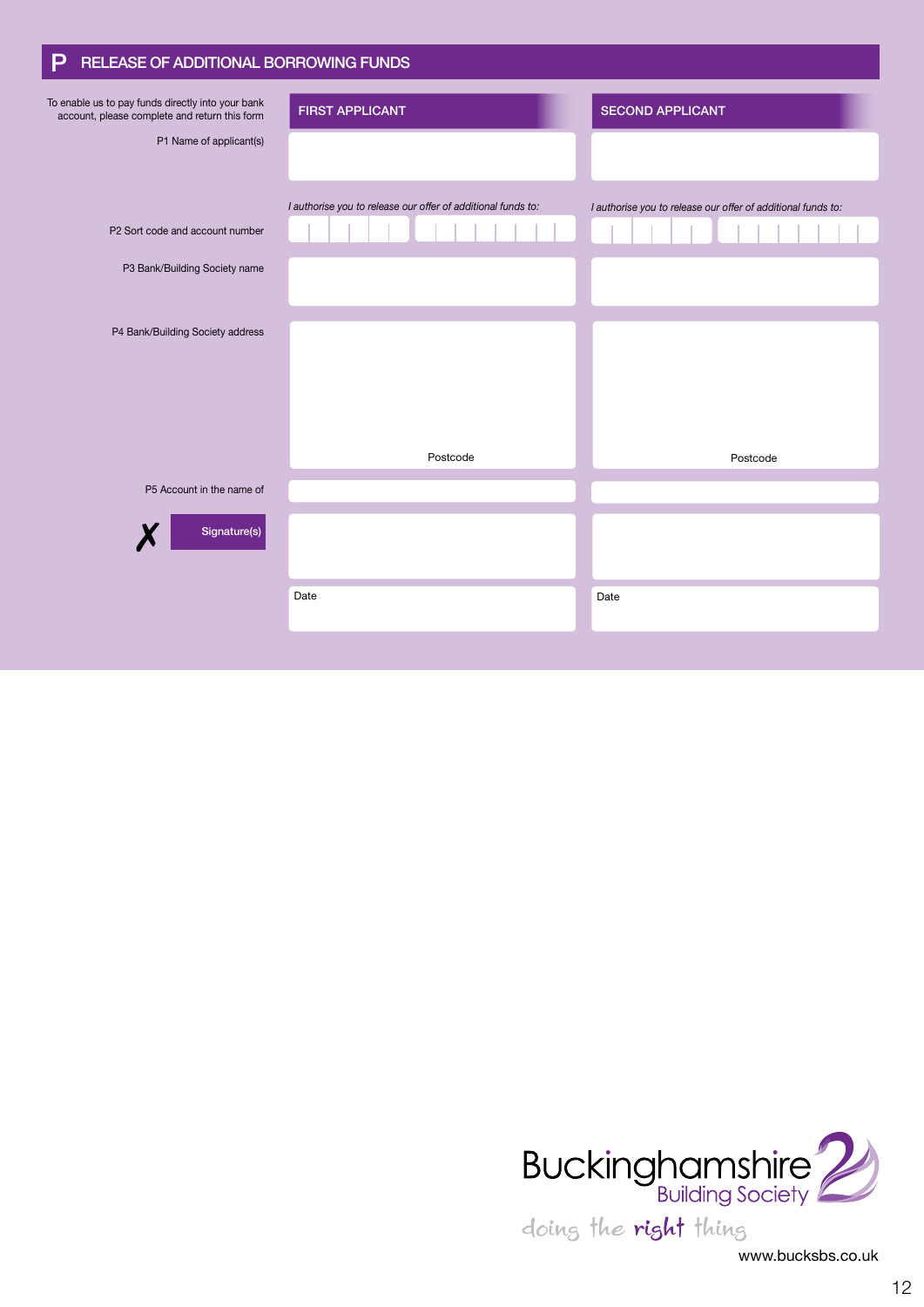## P RELEASE OF ADDITIONAL BORROWING FUNDS

To enable us to pay funds directly into your bank account, please complete and return this form

| | FIRST APPLICANT | SECOND APPLICANT |
|---|---|---|
| P1 Name of applicant(s) | | |
| | *I authorise you to release our offer of additional funds to:* | *I authorise you to release our offer of additional funds to:* |
| P2 Sort code and account number | | |
| P3 Bank/Building Society name | | |
| P4 Bank/Building Society address | Postcode | Postcode |
| P5 Account in the name of | | |
| ✗ Signature(s) | | |
| | Date | Date |

Buckinghamshire Building Society

doing the right thing

www.bucksbs.co.uk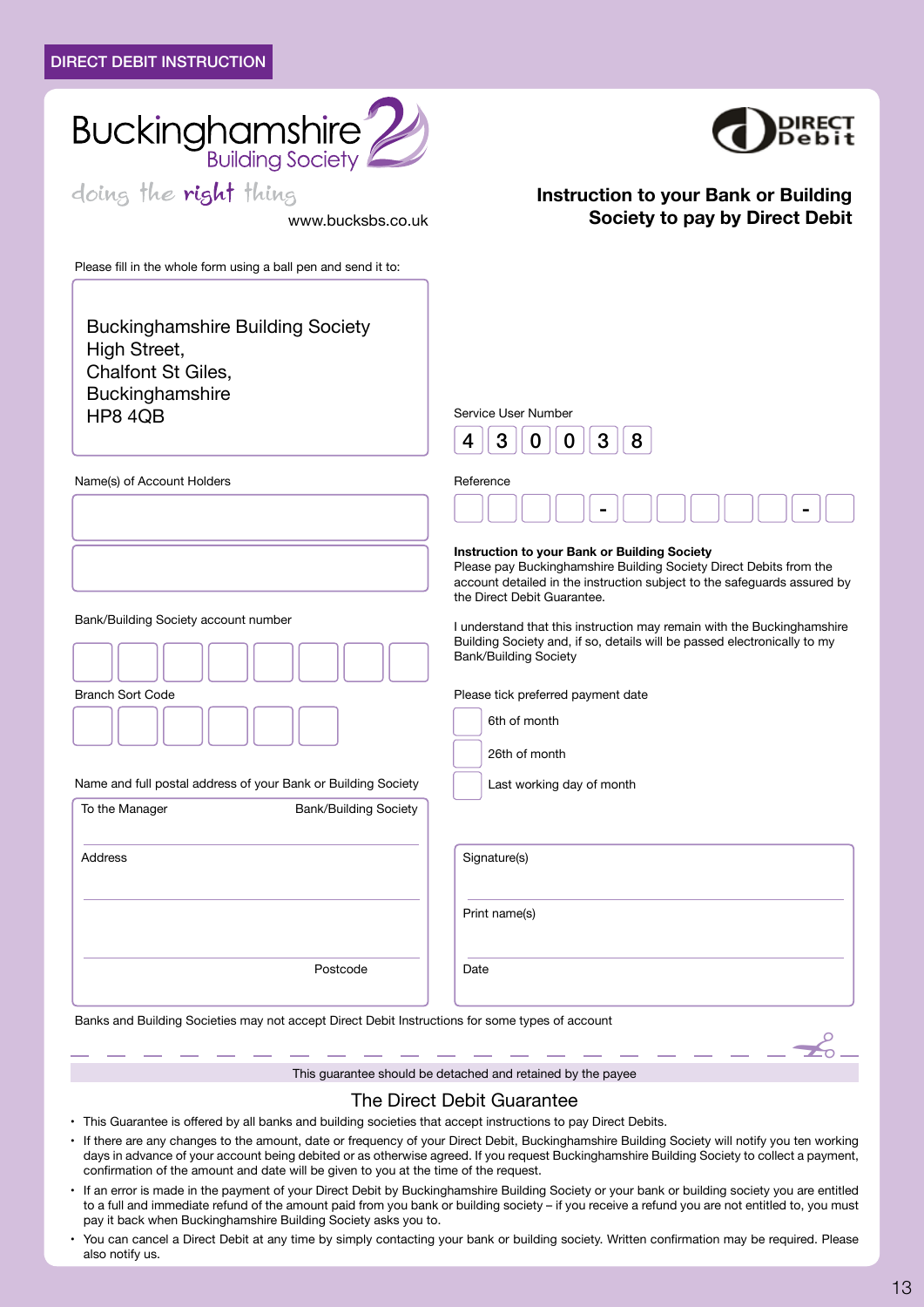DIRECT DEBIT INSTRUCTION

Buckinghamshire Building Society

doing the right thing

www.bucksbs.co.uk

DIRECT Debit

## Instruction to your Bank or Building Society to pay by Direct Debit

Please fill in the whole form using a ball pen and send it to:

Buckinghamshire Building Society
High Street,
Chalfont St Giles,
Buckinghamshire
HP8 4QB

Service User Number

| 4 | 3 | 0 | 0 | 3 | 8 |
|---|---|---|---|---|---|

Name(s) of Account Holders

Reference

| | | | | - | | | | | | - | |
|---|---|---|---|---|---|---|---|---|---|---|---|

Bank/Building Society account number

Branch Sort Code

**Instruction to your Bank or Building Society**
Please pay Buckinghamshire Building Society Direct Debits from the account detailed in the instruction subject to the safeguards assured by the Direct Debit Guarantee.

I understand that this instruction may remain with the Buckinghamshire Building Society and, if so, details will be passed electronically to my Bank/Building Society

Please tick preferred payment date

- [ ] 6th of month
- [ ] 26th of month
- [ ] Last working day of month

Name and full postal address of your Bank or Building Society

To the Manager Bank/Building Society

Address

Postcode

Signature(s)

Print name(s)

Date

Banks and Building Societies may not accept Direct Debit Instructions for some types of account

This guarantee should be detached and retained by the payee

## The Direct Debit Guarantee

- This Guarantee is offered by all banks and building societies that accept instructions to pay Direct Debits.
- If there are any changes to the amount, date or frequency of your Direct Debit, Buckinghamshire Building Society will notify you ten working days in advance of your account being debited or as otherwise agreed. If you request Buckinghamshire Building Society to collect a payment, confirmation of the amount and date will be given to you at the time of the request.
- If an error is made in the payment of your Direct Debit by Buckinghamshire Building Society or your bank or building society you are entitled to a full and immediate refund of the amount paid from you bank or building society – if you receive a refund you are not entitled to, you must pay it back when Buckinghamshire Building Society asks you to.
- You can cancel a Direct Debit at any time by simply contacting your bank or building society. Written confirmation may be required. Please also notify us.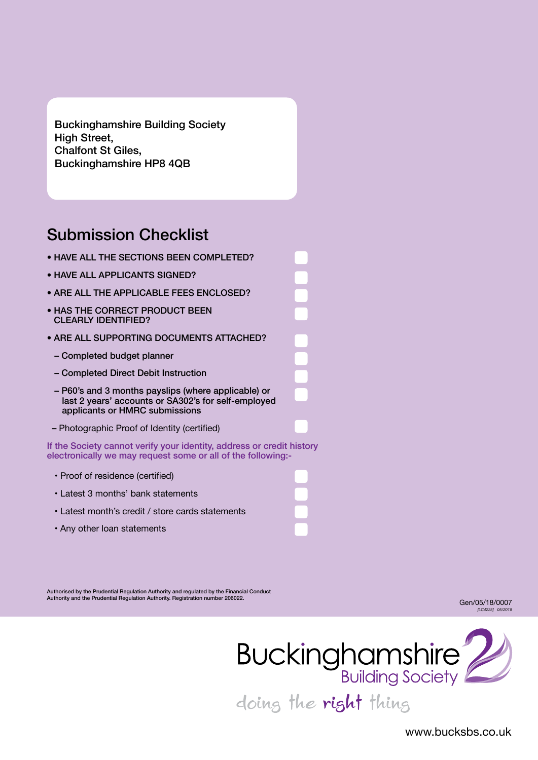Buckinghamshire Building Society
High Street,
Chalfont St Giles,
Buckinghamshire HP8 4QB

## Submission Checklist

- HAVE ALL THE SECTIONS BEEN COMPLETED?
- HAVE ALL APPLICANTS SIGNED?
- ARE ALL THE APPLICABLE FEES ENCLOSED?
- HAS THE CORRECT PRODUCT BEEN CLEARLY IDENTIFIED?
- ARE ALL SUPPORTING DOCUMENTS ATTACHED?
  - Completed budget planner
  - Completed Direct Debit Instruction
  - P60's and 3 months payslips (where applicable) or last 2 years' accounts or SA302's for self-employed applicants or HMRC submissions
  - Photographic Proof of Identity (certified)

If the Society cannot verify your identity, address or credit history electronically we may request some or all of the following:-

- Proof of residence (certified)
- Latest 3 months' bank statements
- Latest month's credit / store cards statements
- Any other loan statements

Authorised by the Prudential Regulation Authority and regulated by the Financial Conduct Authority and the Prudential Regulation Authority. Registration number 206022.

Gen/05/18/0007
*[LC4235] 05/2018*

Buckinghamshire Building Society

doing the right thing

www.bucksbs.co.uk